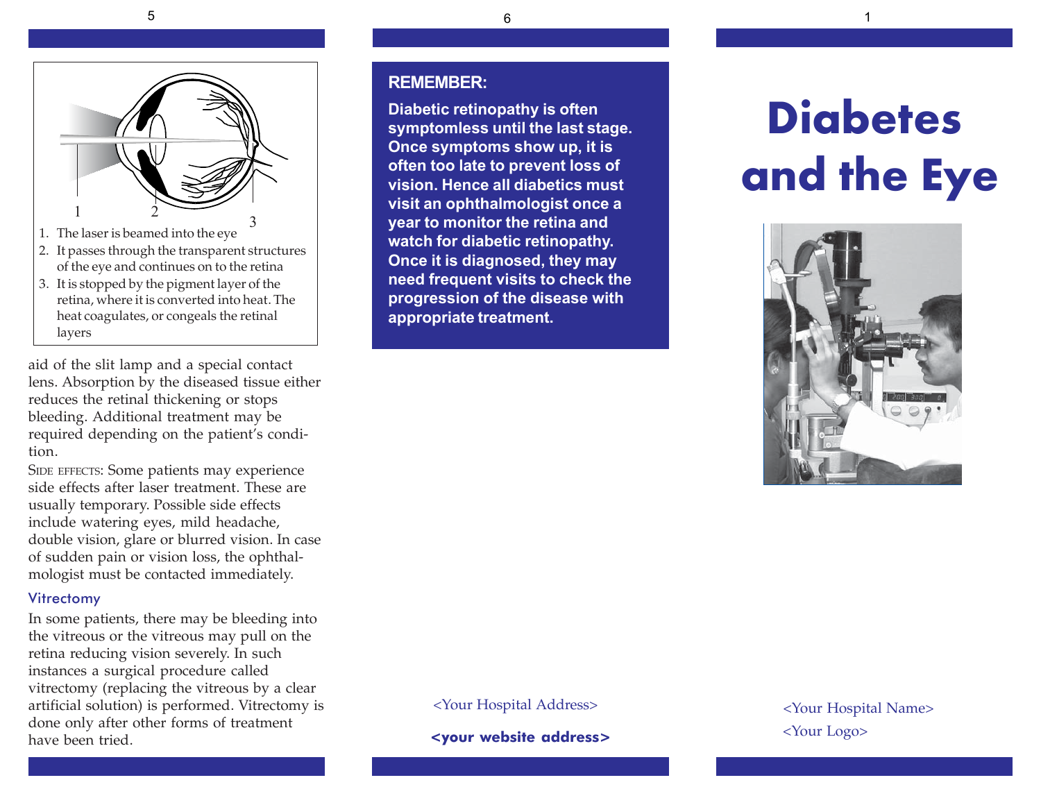1. The laser is beamed into the eye
2. It passes through the transparent structures of the eye and continues on to the retina
3. It is stopped by the pigment layer of the retina, where it is converted into heat. The heat coagulates, or congeals the retinal layers

aid of the slit lamp and a special contact lens. Absorption by the diseased tissue either reduces the retinal thickening or stops bleeding. Additional treatment may be required depending on the patient's condition.

SIDE EFFECTS: Some patients may experience side effects after laser treatment. These are usually temporary. Possible side effects include watering eyes, mild headache, double vision, glare or blurred vision. In case of sudden pain or vision loss, the ophthalmologist must be contacted immediately.

### Vitrectomy

In some patients, there may be bleeding into the vitreous or the vitreous may pull on the retina reducing vision severely. In such instances a surgical procedure called vitrectomy (replacing the vitreous by a clear artificial solution) is performed. Vitrectomy is done only after other forms of treatment have been tried.

**REMEMBER:**

**Diabetic retinopathy is often symptomless until the last stage. Once symptoms show up, it is often too late to prevent loss of vision. Hence all diabetics must visit an ophthalmologist once a year to monitor the retina and watch for diabetic retinopathy. Once it is diagnosed, they may need frequent visits to check the progression of the disease with appropriate treatment.**

<Your Hospital Address>

**<your website address>**

# Diabetes and the Eye

<Your Hospital Name>

<Your Logo>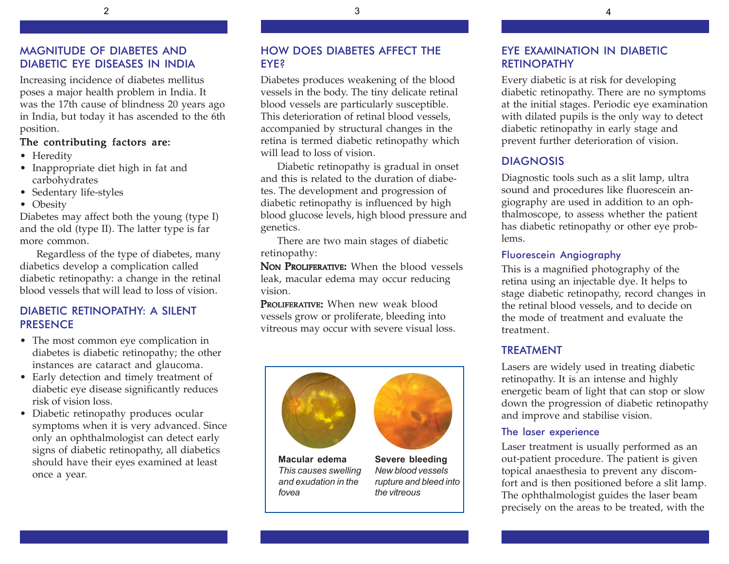## MAGNITUDE OF DIABETES AND DIABETIC EYE DISEASES IN INDIA

Increasing incidence of diabetes mellitus poses a major health problem in India. It was the 17th cause of blindness 20 years ago in India, but today it has ascended to the 6th position.

**The contributing factors are:**

- Heredity
- Inappropriate diet high in fat and carbohydrates
- Sedentary life-styles
- Obesity

Diabetes may affect both the young (type I) and the old (type II). The latter type is far more common.

Regardless of the type of diabetes, many diabetics develop a complication called diabetic retinopathy: a change in the retinal blood vessels that will lead to loss of vision.

## DIABETIC RETINOPATHY: A SILENT PRESENCE

- The most common eye complication in diabetes is diabetic retinopathy; the other instances are cataract and glaucoma.
- Early detection and timely treatment of diabetic eye disease significantly reduces risk of vision loss.
- Diabetic retinopathy produces ocular symptoms when it is very advanced. Since only an ophthalmologist can detect early signs of diabetic retinopathy, all diabetics should have their eyes examined at least once a year.

## HOW DOES DIABETES AFFECT THE EYE?

Diabetes produces weakening of the blood vessels in the body. The tiny delicate retinal blood vessels are particularly susceptible. This deterioration of retinal blood vessels, accompanied by structural changes in the retina is termed diabetic retinopathy which will lead to loss of vision.

Diabetic retinopathy is gradual in onset and this is related to the duration of diabetes. The development and progression of diabetic retinopathy is influenced by high blood glucose levels, high blood pressure and genetics.

There are two main stages of diabetic retinopathy:

**Non Proliferative:** When the blood vessels leak, macular edema may occur reducing vision.

**Proliferative:** When new weak blood vessels grow or proliferate, bleeding into vitreous may occur with severe visual loss.

**Macular edema**
*This causes swelling and exudation in the fovea*

**Severe bleeding**
*New blood vessels rupture and bleed into the vitreous*

## EYE EXAMINATION IN DIABETIC RETINOPATHY

Every diabetic is at risk for developing diabetic retinopathy. There are no symptoms at the initial stages. Periodic eye examination with dilated pupils is the only way to detect diabetic retinopathy in early stage and prevent further deterioration of vision.

## DIAGNOSIS

Diagnostic tools such as a slit lamp, ultra sound and procedures like fluorescein angiography are used in addition to an ophthalmoscope, to assess whether the patient has diabetic retinopathy or other eye problems.

### Fluorescein Angiography

This is a magnified photography of the retina using an injectable dye. It helps to stage diabetic retinopathy, record changes in the retinal blood vessels, and to decide on the mode of treatment and evaluate the treatment.

## TREATMENT

Lasers are widely used in treating diabetic retinopathy. It is an intense and highly energetic beam of light that can stop or slow down the progression of diabetic retinopathy and improve and stabilise vision.

### The laser experience

Laser treatment is usually performed as an out-patient procedure. The patient is given topical anaesthesia to prevent any discomfort and is then positioned before a slit lamp. The ophthalmologist guides the laser beam precisely on the areas to be treated, with the